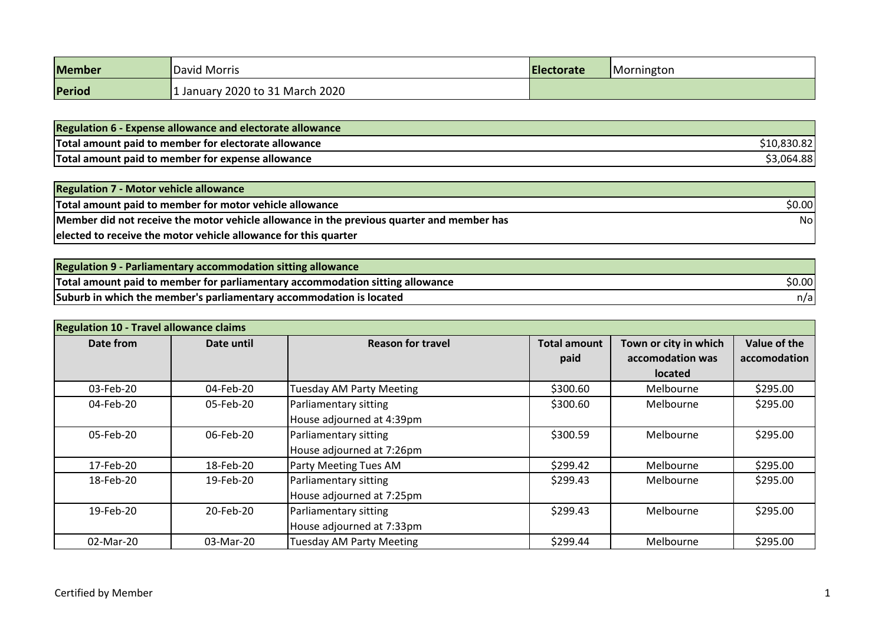| Member | David Morris | Electorate | Mornington |
|---|---|---|---|
| Period | 1 January 2020 to 31 March 2020 | | |

| Regulation 6 - Expense allowance and electorate allowance | |
|---|---|
| Total amount paid to member for electorate allowance | $10,830.82 |
| Total amount paid to member for expense allowance | $3,064.88 |

| Regulation 7 - Motor vehicle allowance | |
|---|---|
| Total amount paid to member for motor vehicle allowance | $0.00 |
| Member did not receive the motor vehicle allowance in the previous quarter and member has elected to receive the motor vehicle allowance for this quarter | No |

| Regulation 9 - Parliamentary accommodation sitting allowance | |
|---|---|
| Total amount paid to member for parliamentary accommodation sitting allowance | $0.00 |
| Suburb in which the member's parliamentary accommodation is located | n/a |

**Regulation 10 - Travel allowance claims**

| Date from | Date until | Reason for travel | Total amount paid | Town or city in which accomodation was located | Value of the accomodation |
|---|---|---|---|---|---|
| 03-Feb-20 | 04-Feb-20 | Tuesday AM Party Meeting | $300.60 | Melbourne | $295.00 |
| 04-Feb-20 | 05-Feb-20 | Parliamentary sitting House adjourned at 4:39pm | $300.60 | Melbourne | $295.00 |
| 05-Feb-20 | 06-Feb-20 | Parliamentary sitting House adjourned at 7:26pm | $300.59 | Melbourne | $295.00 |
| 17-Feb-20 | 18-Feb-20 | Party Meeting Tues AM | $299.42 | Melbourne | $295.00 |
| 18-Feb-20 | 19-Feb-20 | Parliamentary sitting House adjourned at 7:25pm | $299.43 | Melbourne | $295.00 |
| 19-Feb-20 | 20-Feb-20 | Parliamentary sitting House adjourned at 7:33pm | $299.43 | Melbourne | $295.00 |
| 02-Mar-20 | 03-Mar-20 | Tuesday AM Party Meeting | $299.44 | Melbourne | $295.00 |

Certified by Member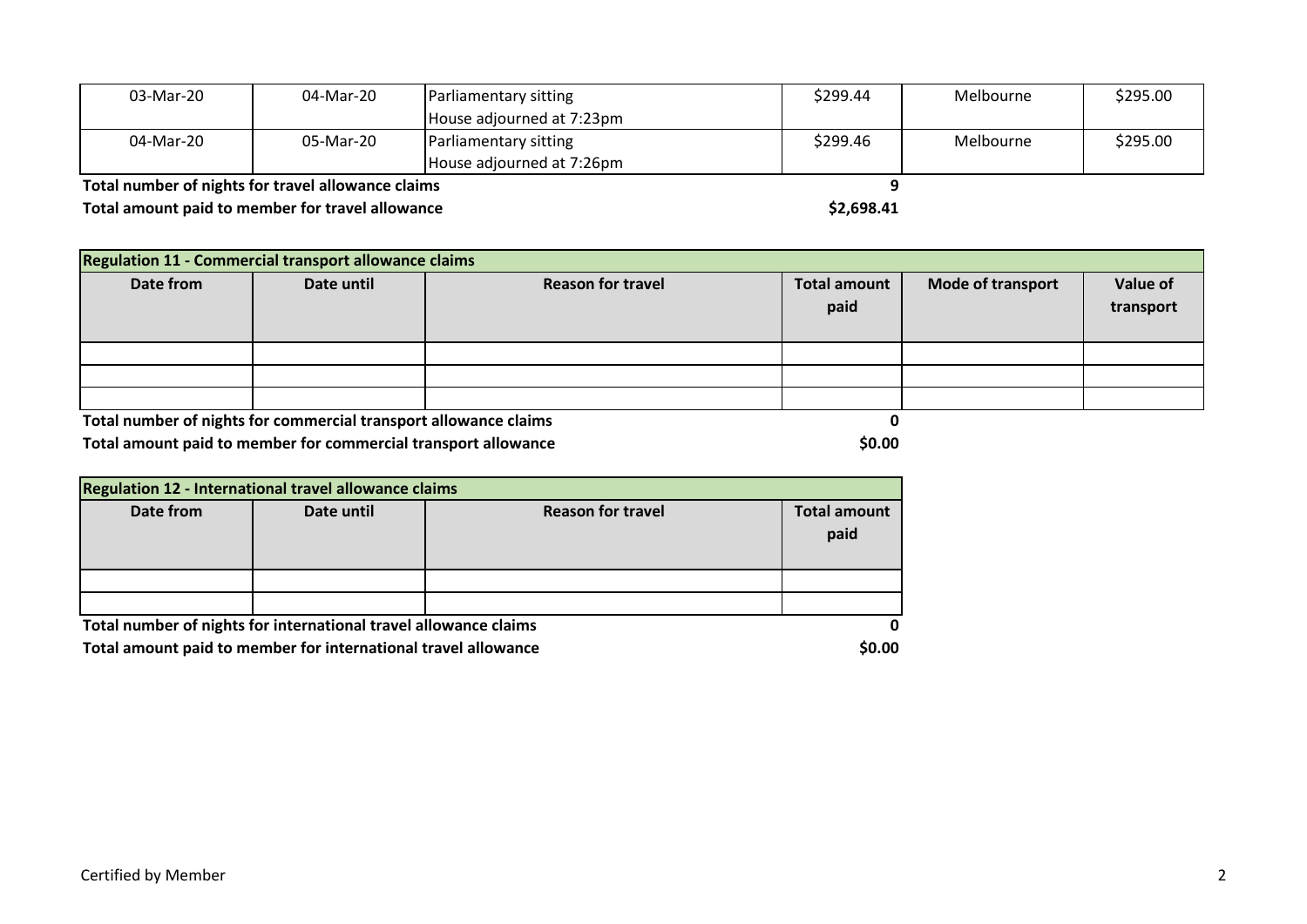| | | | | | |
|---|---|---|---|---|---|
| 03-Mar-20 | 04-Mar-20 | Parliamentary sitting<br>House adjourned at 7:23pm | $299.44 | Melbourne | $295.00 |
| 04-Mar-20 | 05-Mar-20 | Parliamentary sitting<br>House adjourned at 7:26pm | $299.46 | Melbourne | $295.00 |

**Total number of nights for travel allowance claims** **9**

**Total amount paid to member for travel allowance** **$2,698.41**

| Regulation 11 - Commercial transport allowance claims | | | | | |
|---|---|---|---|---|---|
| **Date from** | **Date until** | **Reason for travel** | **Total amount paid** | **Mode of transport** | **Value of transport** |
| | | | | | |
| | | | | | |
| | | | | | |

**Total number of nights for commercial transport allowance claims** **0**

**Total amount paid to member for commercial transport allowance** **$0.00**

| Regulation 12 - International travel allowance claims | | | |
|---|---|---|---|
| **Date from** | **Date until** | **Reason for travel** | **Total amount paid** |
| | | | |
| | | | |

**Total number of nights for international travel allowance claims** **0**

**Total amount paid to member for international travel allowance** **$0.00**

Certified by Member